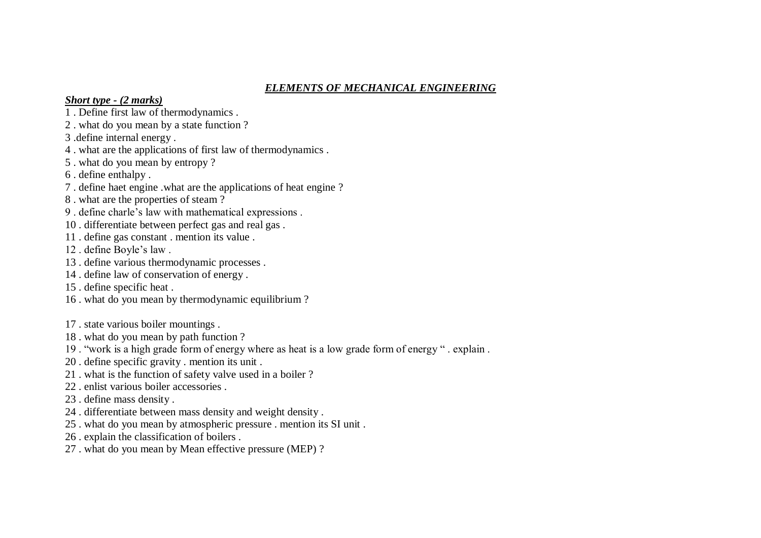# ***ELEMENTS OF MECHANICAL ENGINEERING***

***Short type - (2 marks)***

1 . Define first law of thermodynamics .
2 . what do you mean by a state function ?
3 .define internal energy .
4 . what are the applications of first law of thermodynamics .
5 . what do you mean by entropy ?
6 . define enthalpy .
7 . define haet engine .what are the applications of heat engine ?
8 . what are the properties of steam ?
9 . define charle’s law with mathematical expressions .
10 . differentiate between perfect gas and real gas .
11 . define gas constant . mention its value .
12 . define Boyle’s law .
13 . define various thermodynamic processes .
14 . define law of conservation of energy .
15 . define specific heat .
16 . what do you mean by thermodynamic equilibrium ?

17 . state various boiler mountings .
18 . what do you mean by path function ?
19 . “work is a high grade form of energy where as heat is a low grade form of energy “ . explain .
20 . define specific gravity . mention its unit .
21 . what is the function of safety valve used in a boiler ?
22 . enlist various boiler accessories .
23 . define mass density .
24 . differentiate between mass density and weight density .
25 . what do you mean by atmospheric pressure . mention its SI unit .
26 . explain the classification of boilers .
27 . what do you mean by Mean effective pressure (MEP) ?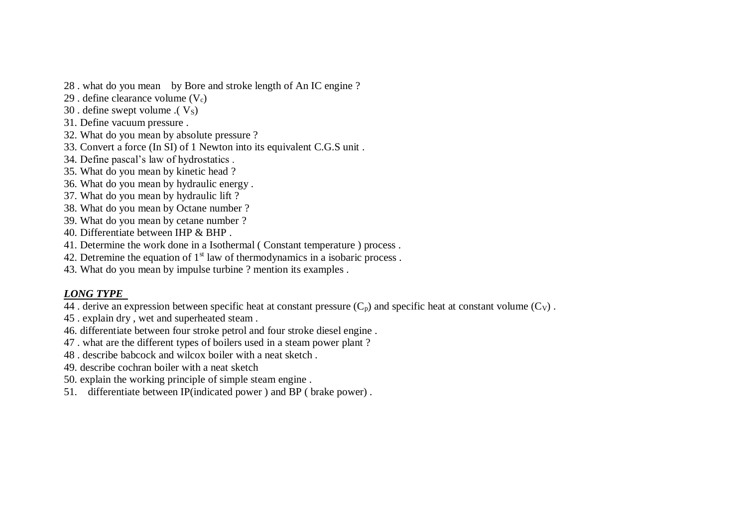28 . what do you mean by Bore and stroke length of An IC engine ?
29 . define clearance volume ($V_c$)
30 . define swept volume .( $V_S$)
31. Define vacuum pressure .
32. What do you mean by absolute pressure ?
33. Convert a force (In SI) of 1 Newton into its equivalent C.G.S unit .
34. Define pascal's law of hydrostatics .
35. What do you mean by kinetic head ?
36. What do you mean by hydraulic energy .
37. What do you mean by hydraulic lift ?
38. What do you mean by Octane number ?
39. What do you mean by cetane number ?
40. Differentiate between IHP & BHP .
41. Determine the work done in a Isothermal ( Constant temperature ) process .
42. Detremine the equation of $1^{st}$ law of thermodynamics in a isobaric process .
43. What do you mean by impulse turbine ? mention its examples .

***LONG TYPE***

44 . derive an expression between specific heat at constant pressure ($C_p$) and specific heat at constant volume ($C_V$) .
45 . explain dry , wet and superheated steam .
46. differentiate between four stroke petrol and four stroke diesel engine .
47 . what are the different types of boilers used in a steam power plant ?
48 . describe babcock and wilcox boiler with a neat sketch .
49. describe cochran boiler with a neat sketch
50. explain the working principle of simple steam engine .
51. differentiate between IP(indicated power ) and BP ( brake power) .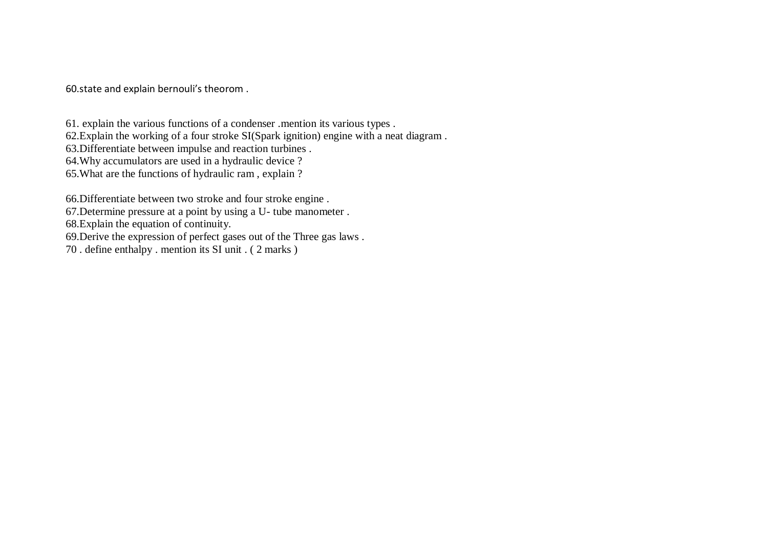60.state and explain bernouli's theorom .

61. explain the various functions of a condenser .mention its various types .
62.Explain the working of a four stroke SI(Spark ignition) engine with a neat diagram .
63.Differentiate between impulse and reaction turbines .
64.Why accumulators are used in a hydraulic device ?
65.What are the functions of hydraulic ram , explain ?

66.Differentiate between two stroke and four stroke engine .
67.Determine pressure at a point by using a U- tube manometer .
68.Explain the equation of continuity.
69.Derive the expression of perfect gases out of the Three gas laws .
70 . define enthalpy . mention its SI unit . ( 2 marks )